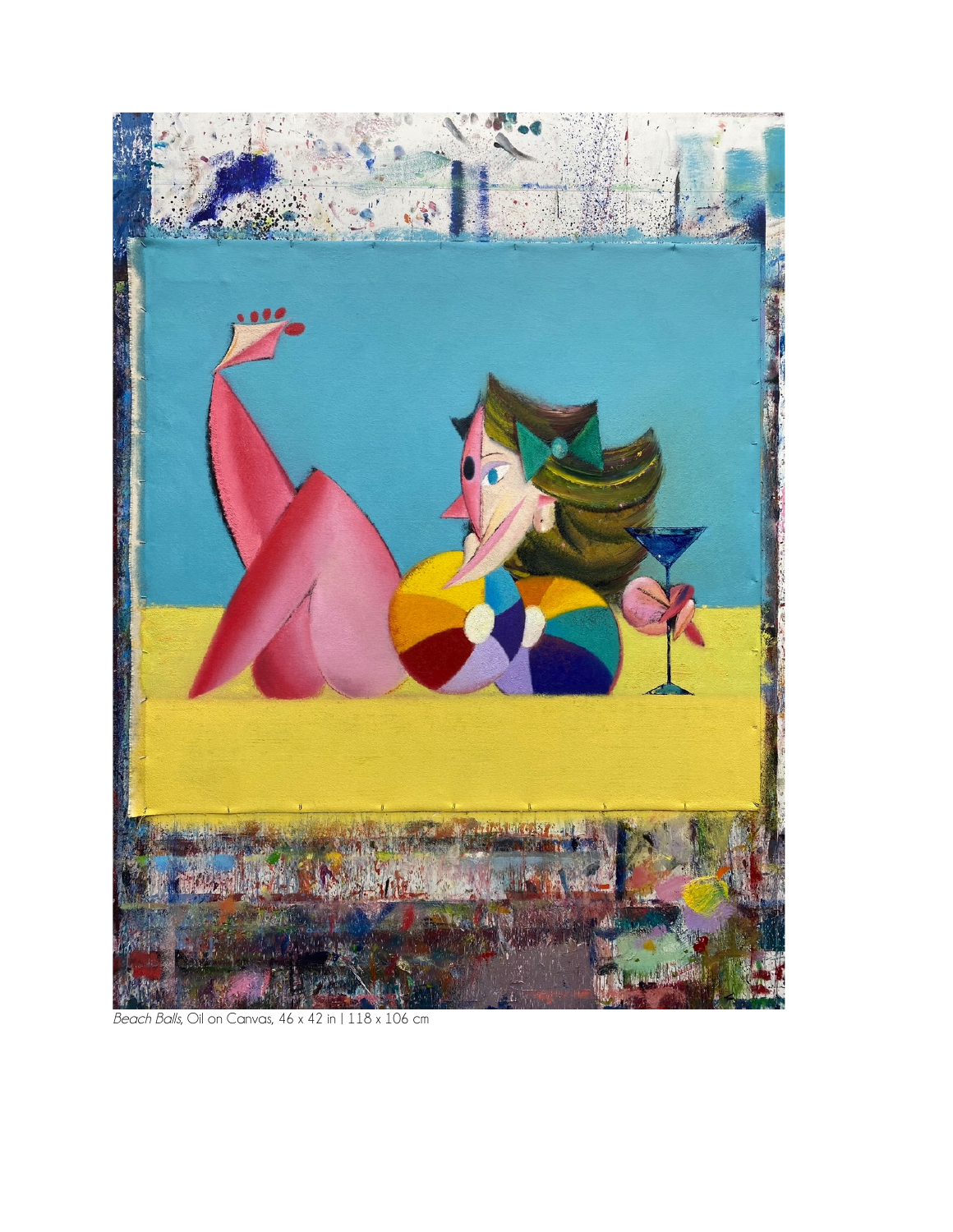*Beach Balls*, Oil on Canvas, 46 x 42 in | 118 x 106 cm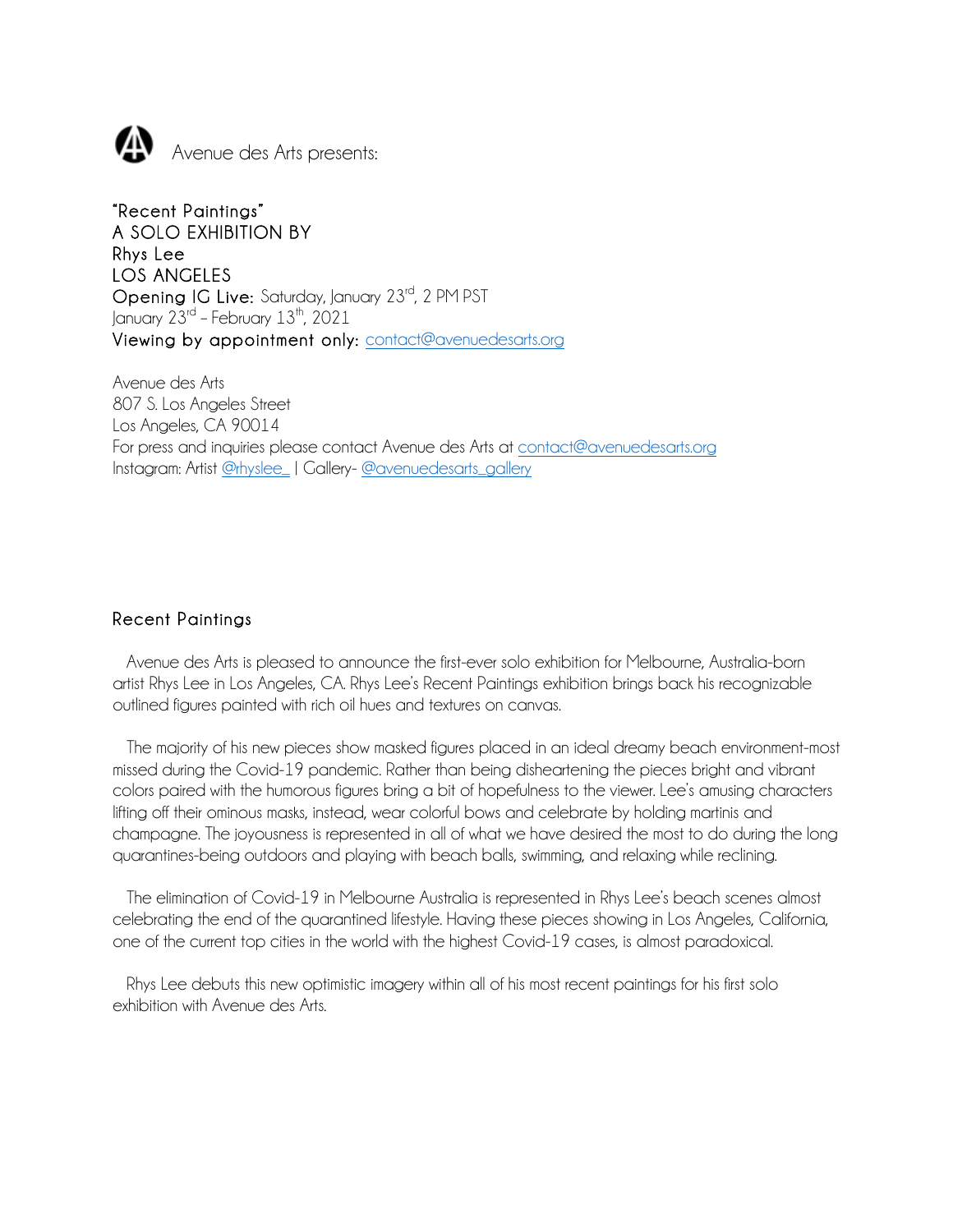Avenue des Arts presents:

**"Recent Paintings"**
**A SOLO EXHIBITION BY**
**Rhys Lee**
**LOS ANGELES**
**Opening IG Live:** Saturday, January 23rd, 2 PM PST
January 23rd – February 13th, 2021
**Viewing by appointment only:** contact@avenuedesarts.org

Avenue des Arts
807 S. Los Angeles Street
Los Angeles, CA 90014
For press and inquiries please contact Avenue des Arts at contact@avenuedesarts.org
Instagram: Artist @rhyslee_ | Gallery- @avenuedesarts_gallery

## Recent Paintings

Avenue des Arts is pleased to announce the first-ever solo exhibition for Melbourne, Australia-born artist Rhys Lee in Los Angeles, CA. Rhys Lee's Recent Paintings exhibition brings back his recognizable outlined figures painted with rich oil hues and textures on canvas.

The majority of his new pieces show masked figures placed in an ideal dreamy beach environment-most missed during the Covid-19 pandemic. Rather than being disheartening the pieces bright and vibrant colors paired with the humorous figures bring a bit of hopefulness to the viewer. Lee's amusing characters lifting off their ominous masks, instead, wear colorful bows and celebrate by holding martinis and champagne. The joyousness is represented in all of what we have desired the most to do during the long quarantines-being outdoors and playing with beach balls, swimming, and relaxing while reclining.

The elimination of Covid-19 in Melbourne Australia is represented in Rhys Lee's beach scenes almost celebrating the end of the quarantined lifestyle. Having these pieces showing in Los Angeles, California, one of the current top cities in the world with the highest Covid-19 cases, is almost paradoxical.

Rhys Lee debuts this new optimistic imagery within all of his most recent paintings for his first solo exhibition with Avenue des Arts.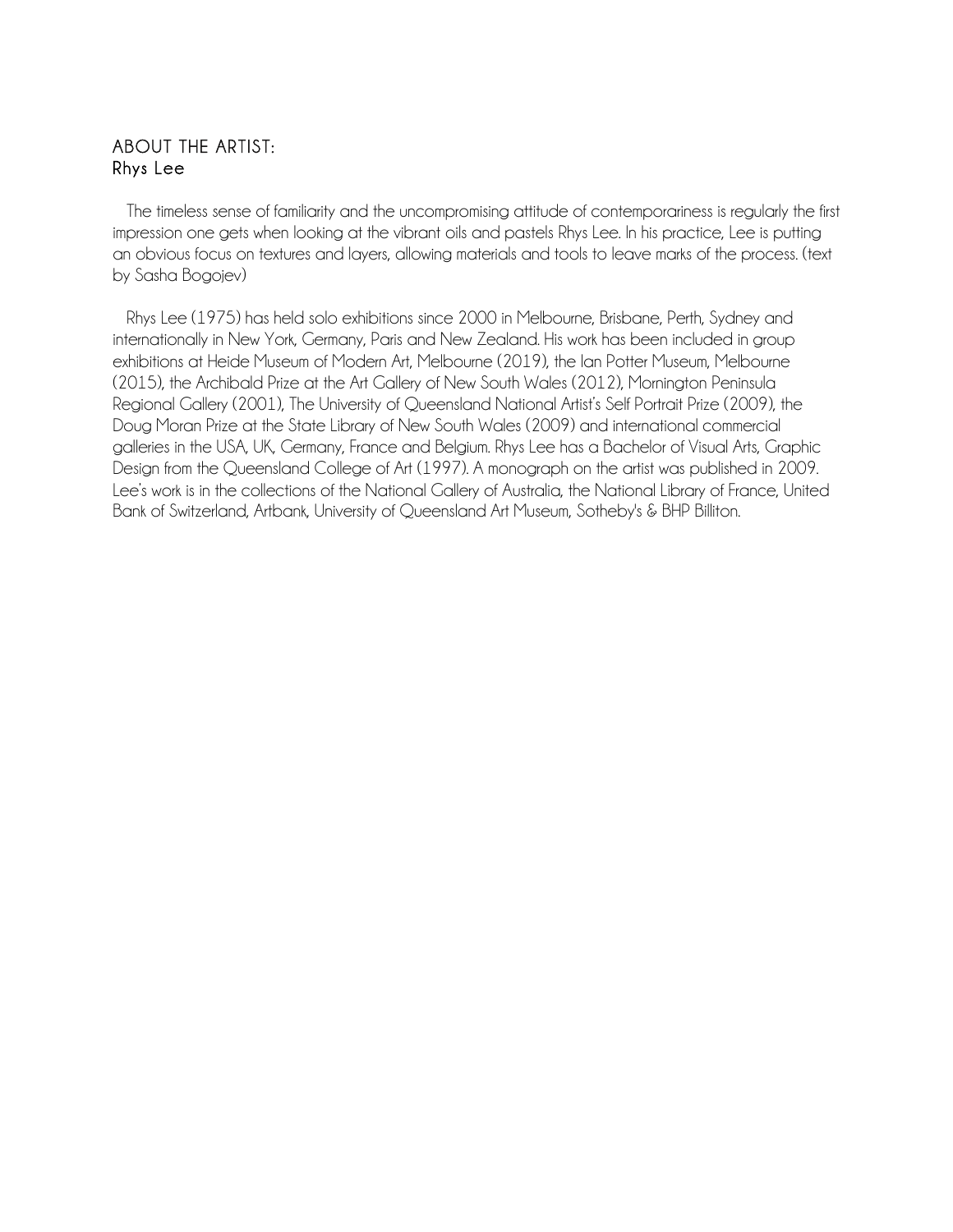## ABOUT THE ARTIST:
### Rhys Lee

The timeless sense of familiarity and the uncompromising attitude of contemporariness is regularly the first impression one gets when looking at the vibrant oils and pastels Rhys Lee. In his practice, Lee is putting an obvious focus on textures and layers, allowing materials and tools to leave marks of the process. (text by Sasha Bogojev)

Rhys Lee (1975) has held solo exhibitions since 2000 in Melbourne, Brisbane, Perth, Sydney and internationally in New York, Germany, Paris and New Zealand. His work has been included in group exhibitions at Heide Museum of Modern Art, Melbourne (2019), the Ian Potter Museum, Melbourne (2015), the Archibald Prize at the Art Gallery of New South Wales (2012), Mornington Peninsula Regional Gallery (2001), The University of Queensland National Artist's Self Portrait Prize (2009), the Doug Moran Prize at the State Library of New South Wales (2009) and international commercial galleries in the USA, UK, Germany, France and Belgium. Rhys Lee has a Bachelor of Visual Arts, Graphic Design from the Queensland College of Art (1997). A monograph on the artist was published in 2009. Lee's work is in the collections of the National Gallery of Australia, the National Library of France, United Bank of Switzerland, Artbank, University of Queensland Art Museum, Sotheby's & BHP Billiton.